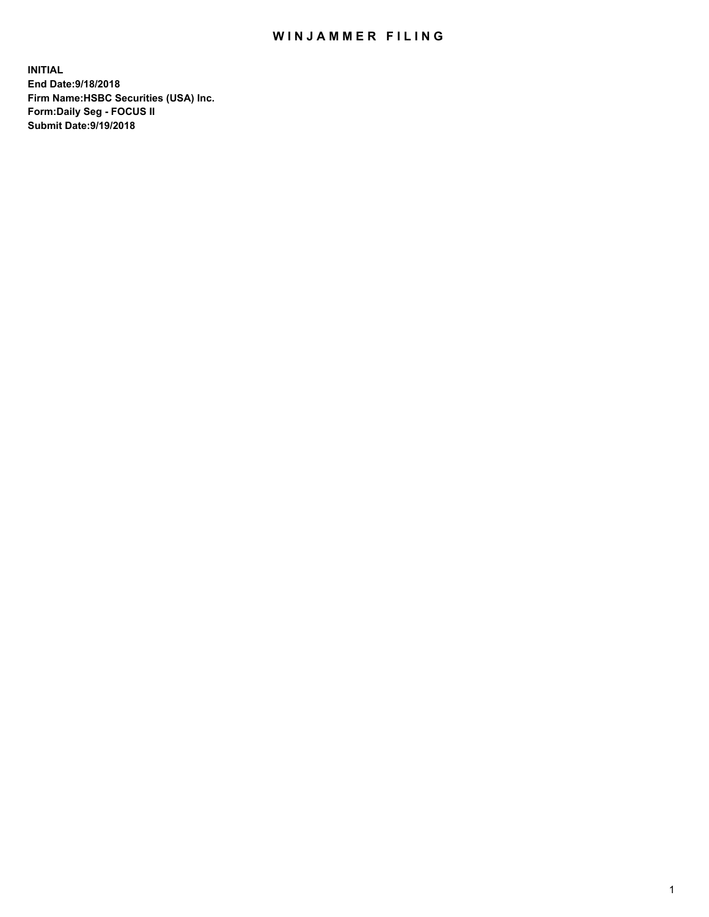# WINJAMMER FILING

**INITIAL**
**End Date:9/18/2018**
**Firm Name:HSBC Securities (USA) Inc.**
**Form:Daily Seg - FOCUS II**
**Submit Date:9/19/2018**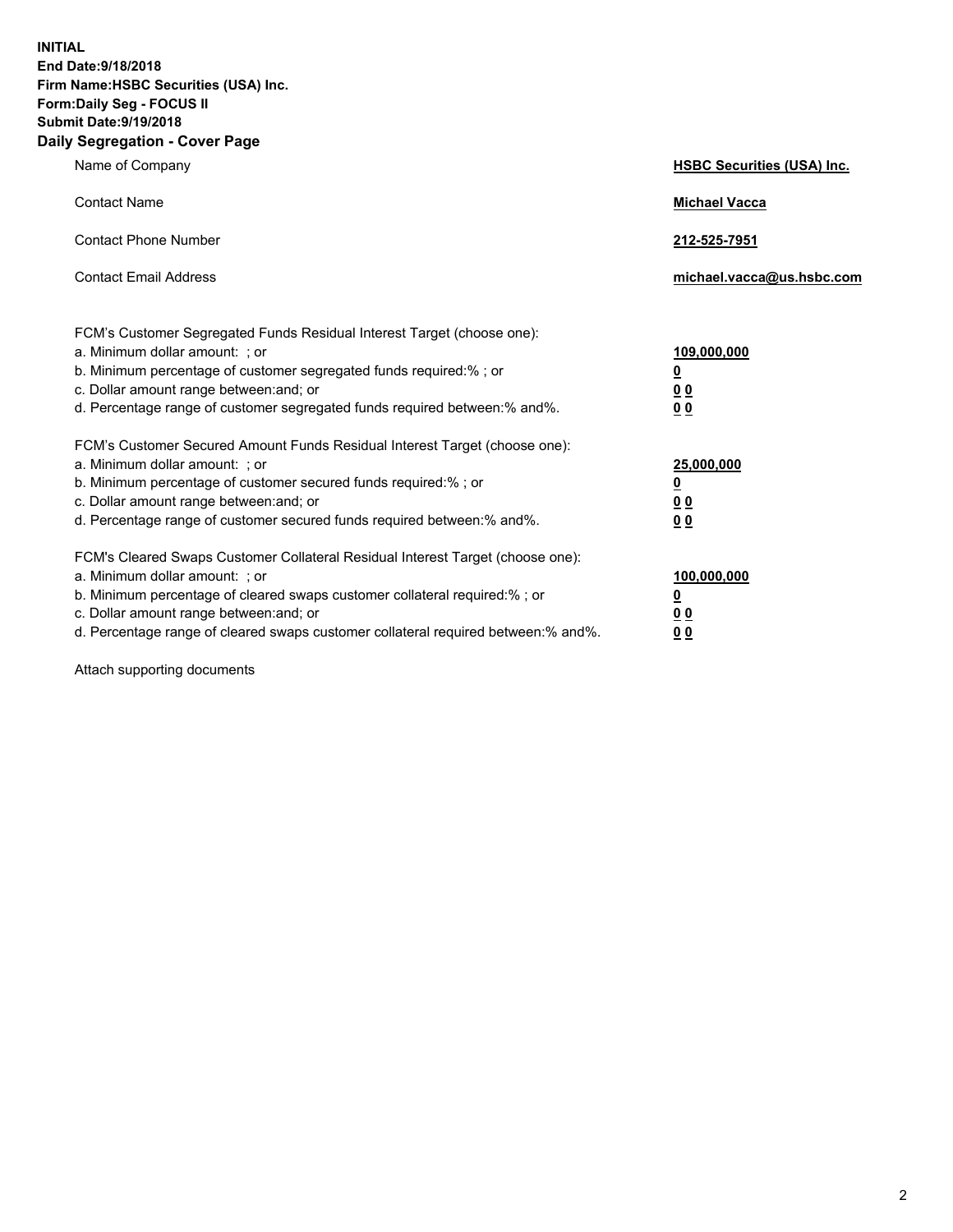**INITIAL**
**End Date:9/18/2018**
**Firm Name:HSBC Securities (USA) Inc.**
**Form:Daily Seg - FOCUS II**
**Submit Date:9/19/2018**

## Daily Segregation - Cover Page

| | |
|---|---|
| Name of Company | **HSBC Securities (USA) Inc.** |
| Contact Name | **Michael Vacca** |
| Contact Phone Number | **212-525-7951** |
| Contact Email Address | **michael.vacca@us.hsbc.com** |

FCM's Customer Segregated Funds Residual Interest Target (choose one):

| | |
|---|---|
| a. Minimum dollar amount: ; or | **109,000,000** |
| b. Minimum percentage of customer segregated funds required:% ; or | **0** |
| c. Dollar amount range between:and; or | **0 0** |
| d. Percentage range of customer segregated funds required between:% and%. | **0 0** |

FCM's Customer Secured Amount Funds Residual Interest Target (choose one):

| | |
|---|---|
| a. Minimum dollar amount: ; or | **25,000,000** |
| b. Minimum percentage of customer secured funds required:% ; or | **0** |
| c. Dollar amount range between:and; or | **0 0** |
| d. Percentage range of customer secured funds required between:% and%. | **0 0** |

FCM's Cleared Swaps Customer Collateral Residual Interest Target (choose one):

| | |
|---|---|
| a. Minimum dollar amount: ; or | **100,000,000** |
| b. Minimum percentage of cleared swaps customer collateral required:% ; or | **0** |
| c. Dollar amount range between:and; or | **0 0** |
| d. Percentage range of cleared swaps customer collateral required between:% and%. | **0 0** |

Attach supporting documents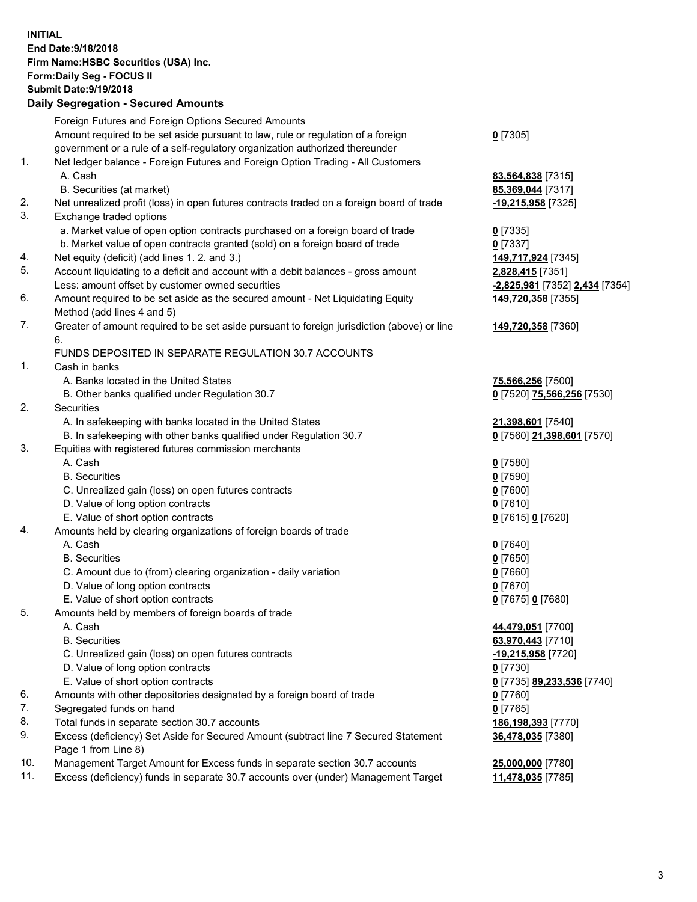**INITIAL**
**End Date:9/18/2018**
**Firm Name:HSBC Securities (USA) Inc.**
**Form:Daily Seg - FOCUS II**
**Submit Date:9/19/2018**

## Daily Segregation - Secured Amounts

| | | |
|---|---|---|
| | Foreign Futures and Foreign Options Secured Amounts | |
| | Amount required to be set aside pursuant to law, rule or regulation of a foreign government or a rule of a self-regulatory organization authorized thereunder | **0** [7305] |
| 1. | Net ledger balance - Foreign Futures and Foreign Option Trading - All Customers | |
| | A. Cash | **83,564,838** [7315] |
| | B. Securities (at market) | **85,369,044** [7317] |
| 2. | Net unrealized profit (loss) in open futures contracts traded on a foreign board of trade | **-19,215,958** [7325] |
| 3. | Exchange traded options | |
| | a. Market value of open option contracts purchased on a foreign board of trade | **0** [7335] |
| | b. Market value of open contracts granted (sold) on a foreign board of trade | **0** [7337] |
| 4. | Net equity (deficit) (add lines 1. 2. and 3.) | **149,717,924** [7345] |
| 5. | Account liquidating to a deficit and account with a debit balances - gross amount | **2,828,415** [7351] |
| | Less: amount offset by customer owned securities | **-2,825,981** [7352] **2,434** [7354] |
| 6. | Amount required to be set aside as the secured amount - Net Liquidating Equity Method (add lines 4 and 5) | **149,720,358** [7355] |
| 7. | Greater of amount required to be set aside pursuant to foreign jurisdiction (above) or line 6. | **149,720,358** [7360] |
| | FUNDS DEPOSITED IN SEPARATE REGULATION 30.7 ACCOUNTS | |
| 1. | Cash in banks | |
| | A. Banks located in the United States | **75,566,256** [7500] |
| | B. Other banks qualified under Regulation 30.7 | **0** [7520] **75,566,256** [7530] |
| 2. | Securities | |
| | A. In safekeeping with banks located in the United States | **21,398,601** [7540] |
| | B. In safekeeping with other banks qualified under Regulation 30.7 | **0** [7560] **21,398,601** [7570] |
| 3. | Equities with registered futures commission merchants | |
| | A. Cash | **0** [7580] |
| | B. Securities | **0** [7590] |
| | C. Unrealized gain (loss) on open futures contracts | **0** [7600] |
| | D. Value of long option contracts | **0** [7610] |
| | E. Value of short option contracts | **0** [7615] **0** [7620] |
| 4. | Amounts held by clearing organizations of foreign boards of trade | |
| | A. Cash | **0** [7640] |
| | B. Securities | **0** [7650] |
| | C. Amount due to (from) clearing organization - daily variation | **0** [7660] |
| | D. Value of long option contracts | **0** [7670] |
| | E. Value of short option contracts | **0** [7675] **0** [7680] |
| 5. | Amounts held by members of foreign boards of trade | |
| | A. Cash | **44,479,051** [7700] |
| | B. Securities | **63,970,443** [7710] |
| | C. Unrealized gain (loss) on open futures contracts | **-19,215,958** [7720] |
| | D. Value of long option contracts | **0** [7730] |
| | E. Value of short option contracts | **0** [7735] **89,233,536** [7740] |
| 6. | Amounts with other depositories designated by a foreign board of trade | **0** [7760] |
| 7. | Segregated funds on hand | **0** [7765] |
| 8. | Total funds in separate section 30.7 accounts | **186,198,393** [7770] |
| 9. | Excess (deficiency) Set Aside for Secured Amount (subtract line 7 Secured Statement Page 1 from Line 8) | **36,478,035** [7380] |
| 10. | Management Target Amount for Excess funds in separate section 30.7 accounts | **25,000,000** [7780] |
| 11. | Excess (deficiency) funds in separate 30.7 accounts over (under) Management Target | **11,478,035** [7785] |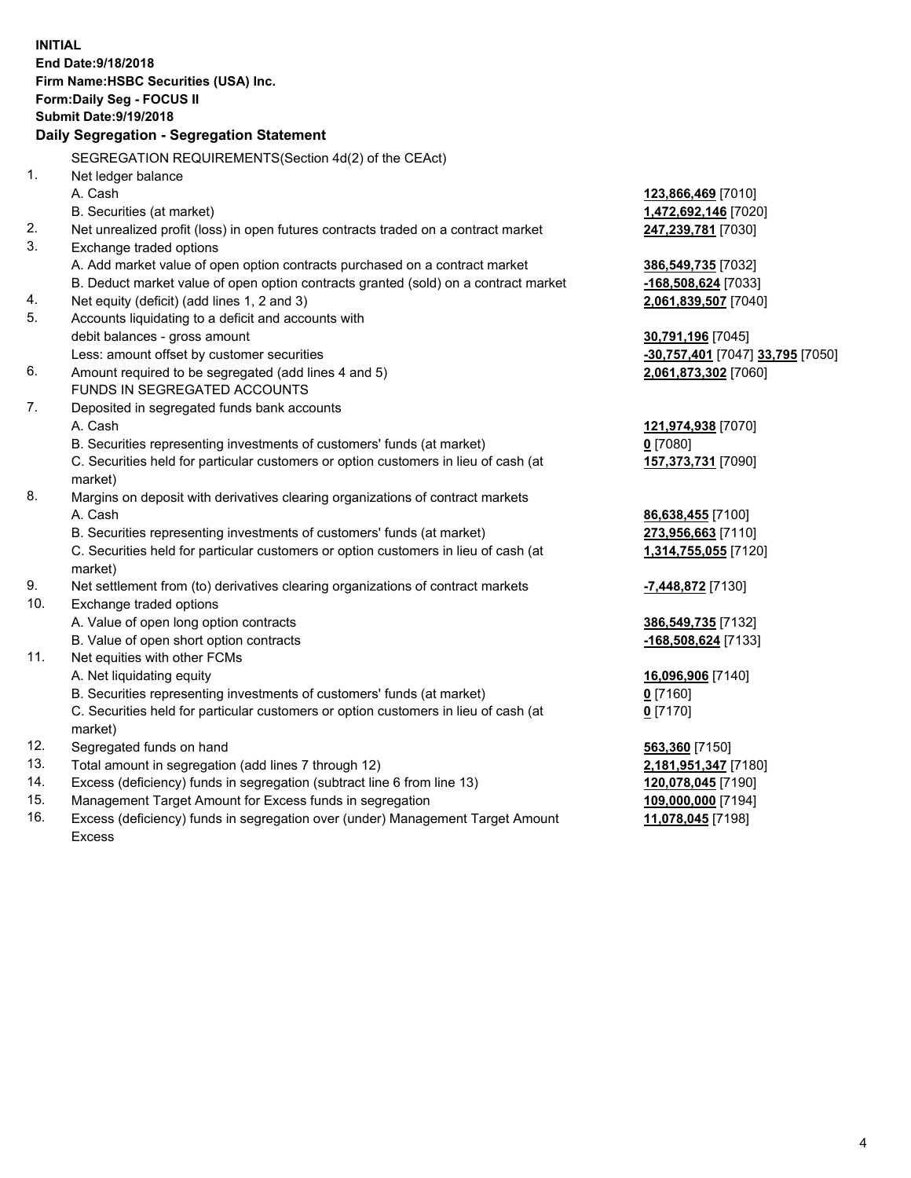**INITIAL**
**End Date:9/18/2018**
**Firm Name:HSBC Securities (USA) Inc.**
**Form:Daily Seg - FOCUS II**
**Submit Date:9/19/2018**

## Daily Segregation - Segregation Statement

SEGREGATION REQUIREMENTS(Section 4d(2) of the CEAct)

| | | |
|---|---|---|
| 1. | Net ledger balance | |
| | A. Cash | **123,866,469** [7010] |
| | B. Securities (at market) | **1,472,692,146** [7020] |
| 2. | Net unrealized profit (loss) in open futures contracts traded on a contract market | **247,239,781** [7030] |
| 3. | Exchange traded options | |
| | A. Add market value of open option contracts purchased on a contract market | **386,549,735** [7032] |
| | B. Deduct market value of open option contracts granted (sold) on a contract market | **-168,508,624** [7033] |
| 4. | Net equity (deficit) (add lines 1, 2 and 3) | **2,061,839,507** [7040] |
| 5. | Accounts liquidating to a deficit and accounts with | |
| | debit balances - gross amount | **30,791,196** [7045] |
| | Less: amount offset by customer securities | **-30,757,401** [7047] **33,795** [7050] |
| 6. | Amount required to be segregated (add lines 4 and 5) | **2,061,873,302** [7060] |
| | FUNDS IN SEGREGATED ACCOUNTS | |
| 7. | Deposited in segregated funds bank accounts | |
| | A. Cash | **121,974,938** [7070] |
| | B. Securities representing investments of customers' funds (at market) | **0** [7080] |
| | C. Securities held for particular customers or option customers in lieu of cash (at market) | **157,373,731** [7090] |
| 8. | Margins on deposit with derivatives clearing organizations of contract markets | |
| | A. Cash | **86,638,455** [7100] |
| | B. Securities representing investments of customers' funds (at market) | **273,956,663** [7110] |
| | C. Securities held for particular customers or option customers in lieu of cash (at market) | **1,314,755,055** [7120] |
| 9. | Net settlement from (to) derivatives clearing organizations of contract markets | **-7,448,872** [7130] |
| 10. | Exchange traded options | |
| | A. Value of open long option contracts | **386,549,735** [7132] |
| | B. Value of open short option contracts | **-168,508,624** [7133] |
| 11. | Net equities with other FCMs | |
| | A. Net liquidating equity | **16,096,906** [7140] |
| | B. Securities representing investments of customers' funds (at market) | **0** [7160] |
| | C. Securities held for particular customers or option customers in lieu of cash (at market) | **0** [7170] |
| 12. | Segregated funds on hand | **563,360** [7150] |
| 13. | Total amount in segregation (add lines 7 through 12) | **2,181,951,347** [7180] |
| 14. | Excess (deficiency) funds in segregation (subtract line 6 from line 13) | **120,078,045** [7190] |
| 15. | Management Target Amount for Excess funds in segregation | **109,000,000** [7194] |
| 16. | Excess (deficiency) funds in segregation over (under) Management Target Amount Excess | **11,078,045** [7198] |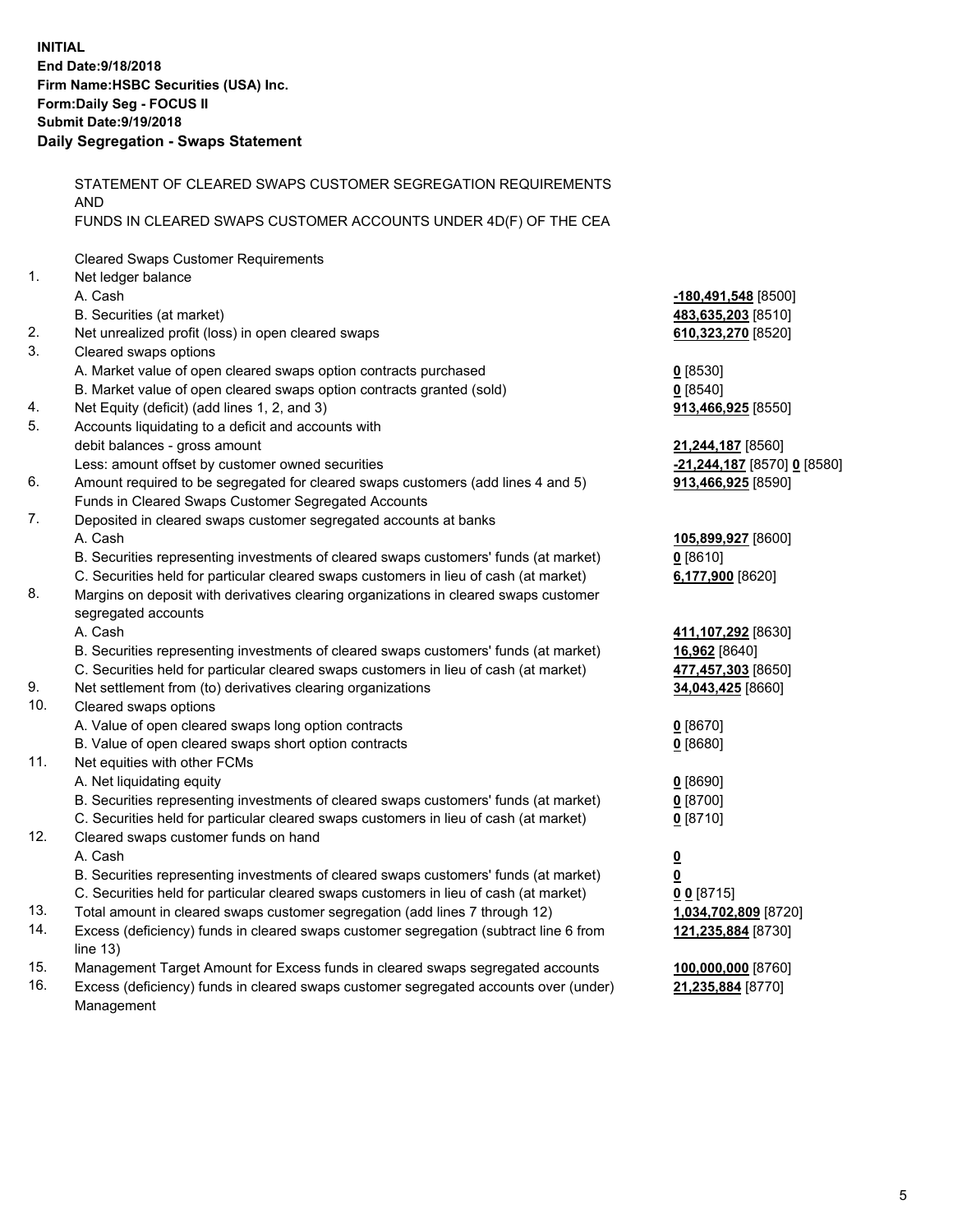**INITIAL**
**End Date:9/18/2018**
**Firm Name:HSBC Securities (USA) Inc.**
**Form:Daily Seg - FOCUS II**
**Submit Date:9/19/2018**
**Daily Segregation - Swaps Statement**

STATEMENT OF CLEARED SWAPS CUSTOMER SEGREGATION REQUIREMENTS AND FUNDS IN CLEARED SWAPS CUSTOMER ACCOUNTS UNDER 4D(F) OF THE CEA

| | | |
|---|---|---|
| | Cleared Swaps Customer Requirements | |
| 1. | Net ledger balance | |
| | A. Cash | **-180,491,548** [8500] |
| | B. Securities (at market) | **483,635,203** [8510] |
| 2. | Net unrealized profit (loss) in open cleared swaps | **610,323,270** [8520] |
| 3. | Cleared swaps options | |
| | A. Market value of open cleared swaps option contracts purchased | **0** [8530] |
| | B. Market value of open cleared swaps option contracts granted (sold) | **0** [8540] |
| 4. | Net Equity (deficit) (add lines 1, 2, and 3) | **913,466,925** [8550] |
| 5. | Accounts liquidating to a deficit and accounts with debit balances - gross amount | **21,244,187** [8560] |
| | Less: amount offset by customer owned securities | **-21,244,187** [8570] **0** [8580] |
| 6. | Amount required to be segregated for cleared swaps customers (add lines 4 and 5) | **913,466,925** [8590] |
| | Funds in Cleared Swaps Customer Segregated Accounts | |
| 7. | Deposited in cleared swaps customer segregated accounts at banks | |
| | A. Cash | **105,899,927** [8600] |
| | B. Securities representing investments of cleared swaps customers' funds (at market) | **0** [8610] |
| | C. Securities held for particular cleared swaps customers in lieu of cash (at market) | **6,177,900** [8620] |
| 8. | Margins on deposit with derivatives clearing organizations in cleared swaps customer segregated accounts | |
| | A. Cash | **411,107,292** [8630] |
| | B. Securities representing investments of cleared swaps customers' funds (at market) | **16,962** [8640] |
| | C. Securities held for particular cleared swaps customers in lieu of cash (at market) | **477,457,303** [8650] |
| 9. | Net settlement from (to) derivatives clearing organizations | **34,043,425** [8660] |
| 10. | Cleared swaps options | |
| | A. Value of open cleared swaps long option contracts | **0** [8670] |
| | B. Value of open cleared swaps short option contracts | **0** [8680] |
| 11. | Net equities with other FCMs | |
| | A. Net liquidating equity | **0** [8690] |
| | B. Securities representing investments of cleared swaps customers' funds (at market) | **0** [8700] |
| | C. Securities held for particular cleared swaps customers in lieu of cash (at market) | **0** [8710] |
| 12. | Cleared swaps customer funds on hand | |
| | A. Cash | **0** |
| | B. Securities representing investments of cleared swaps customers' funds (at market) | **0** |
| | C. Securities held for particular cleared swaps customers in lieu of cash (at market) | **0** **0** [8715] |
| 13. | Total amount in cleared swaps customer segregation (add lines 7 through 12) | **1,034,702,809** [8720] |
| 14. | Excess (deficiency) funds in cleared swaps customer segregation (subtract line 6 from line 13) | **121,235,884** [8730] |
| 15. | Management Target Amount for Excess funds in cleared swaps segregated accounts | **100,000,000** [8760] |
| 16. | Excess (deficiency) funds in cleared swaps customer segregated accounts over (under) Management | **21,235,884** [8770] |